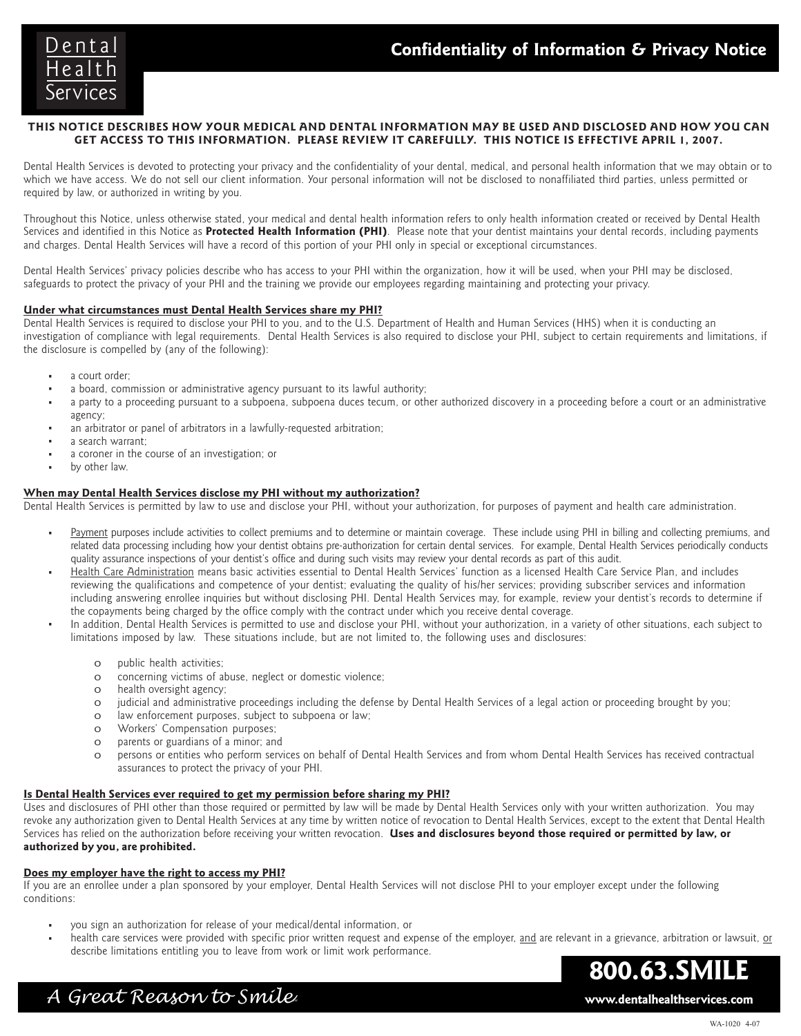Dental Health Services

# Confidentiality of Information & Privacy Notice

**THIS NOTICE DESCRIBES HOW YOUR MEDICAL AND DENTAL INFORMATION MAY BE USED AND DISCLOSED AND HOW YOU CAN GET ACCESS TO THIS INFORMATION. PLEASE REVIEW IT CAREFULLY. THIS NOTICE IS EFFECTIVE APRIL 1, 2007.**

Dental Health Services is devoted to protecting your privacy and the confidentiality of your dental, medical, and personal health information that we may obtain or to which we have access. We do not sell our client information. Your personal information will not be disclosed to nonaffiliated third parties, unless permitted or required by law, or authorized in writing by you.

Throughout this Notice, unless otherwise stated, your medical and dental health information refers to only health information created or received by Dental Health Services and identified in this Notice as **Protected Health Information (PHI)**. Please note that your dentist maintains your dental records, including payments and charges. Dental Health Services will have a record of this portion of your PHI only in special or exceptional circumstances.

Dental Health Services' privacy policies describe who has access to your PHI within the organization, how it will be used, when your PHI may be disclosed, safeguards to protect the privacy of your PHI and the training we provide our employees regarding maintaining and protecting your privacy.

## Under what circumstances must Dental Health Services share my PHI?

Dental Health Services is required to disclose your PHI to you, and to the U.S. Department of Health and Human Services (HHS) when it is conducting an investigation of compliance with legal requirements. Dental Health Services is also required to disclose your PHI, subject to certain requirements and limitations, if the disclosure is compelled by (any of the following):

- a court order;
- a board, commission or administrative agency pursuant to its lawful authority;
- a party to a proceeding pursuant to a subpoena, subpoena duces tecum, or other authorized discovery in a proceeding before a court or an administrative agency;
- an arbitrator or panel of arbitrators in a lawfully-requested arbitration;
- a search warrant;
- a coroner in the course of an investigation; or
- by other law.

## When may Dental Health Services disclose my PHI without my authorization?

Dental Health Services is permitted by law to use and disclose your PHI, without your authorization, for purposes of payment and health care administration.

- Payment purposes include activities to collect premiums and to determine or maintain coverage. These include using PHI in billing and collecting premiums, and related data processing including how your dentist obtains pre-authorization for certain dental services. For example, Dental Health Services periodically conducts quality assurance inspections of your dentist's office and during such visits may review your dental records as part of this audit.
- Health Care Administration means basic activities essential to Dental Health Services' function as a licensed Health Care Service Plan, and includes reviewing the qualifications and competence of your dentist; evaluating the quality of his/her services; providing subscriber services and information including answering enrollee inquiries but without disclosing PHI. Dental Health Services may, for example, review your dentist's records to determine if the copayments being charged by the office comply with the contract under which you receive dental coverage.
- In addition, Dental Health Services is permitted to use and disclose your PHI, without your authorization, in a variety of other situations, each subject to limitations imposed by law. These situations include, but are not limited to, the following uses and disclosures:
    - public health activities;
    - concerning victims of abuse, neglect or domestic violence;
    - health oversight agency;
    - judicial and administrative proceedings including the defense by Dental Health Services of a legal action or proceeding brought by you;
    - law enforcement purposes, subject to subpoena or law;
    - Workers' Compensation purposes;
    - parents or guardians of a minor; and
    - persons or entities who perform services on behalf of Dental Health Services and from whom Dental Health Services has received contractual assurances to protect the privacy of your PHI.

## Is Dental Health Services ever required to get my permission before sharing my PHI?

Uses and disclosures of PHI other than those required or permitted by law will be made by Dental Health Services only with your written authorization. You may revoke any authorization given to Dental Health Services at any time by written notice of revocation to Dental Health Services, except to the extent that Dental Health Services has relied on the authorization before receiving your written revocation. **Uses and disclosures beyond those required or permitted by law, or authorized by you, are prohibited.**

## Does my employer have the right to access my PHI?

If you are an enrollee under a plan sponsored by your employer, Dental Health Services will not disclose PHI to your employer except under the following conditions:

- you sign an authorization for release of your medical/dental information, or
- health care services were provided with specific prior written request and expense of the employer, and are relevant in a grievance, arbitration or lawsuit, or describe limitations entitling you to leave from work or limit work performance.

*A Great Reason to Smile*

**800.63.SMILE**

**www.dentalhealthservices.com**

WA-1020 4-07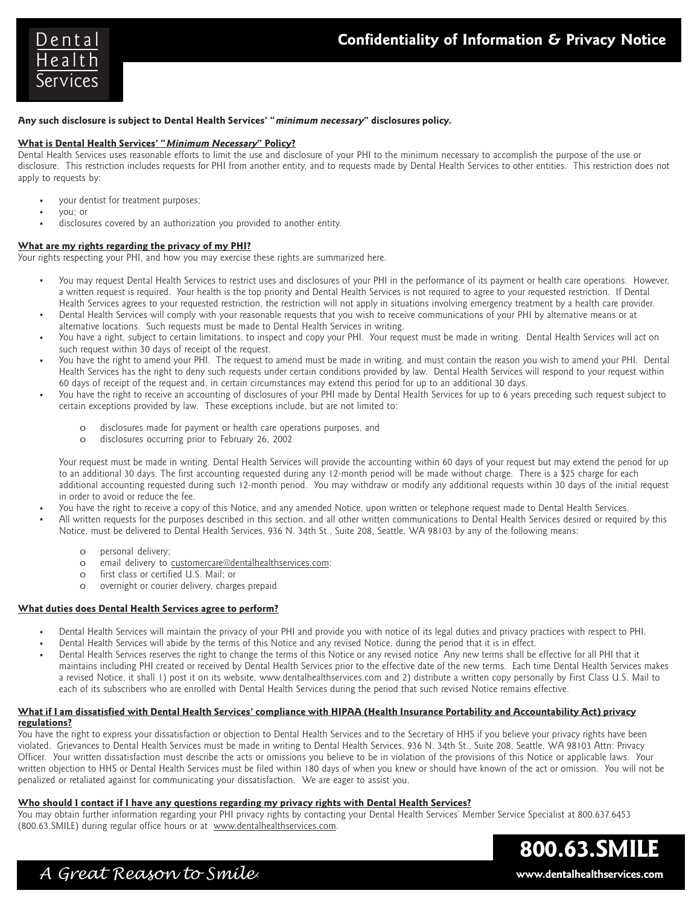**Any such disclosure is subject to Dental Health Services' "*minimum necessary*" disclosures policy.**

**What is Dental Health Services' "*Minimum Necessary*" Policy?**

Dental Health Services uses reasonable efforts to limit the use and disclosure of your PHI to the minimum necessary to accomplish the purpose of the use or disclosure. This restriction includes requests for PHI from another entity, and to requests made by Dental Health Services to other entities. This restriction does not apply to requests by:

- your dentist for treatment purposes;
- you; or
- disclosures covered by an authorization you provided to another entity.

**What are my rights regarding the privacy of my PHI?**

Your rights respecting your PHI, and how you may exercise these rights are summarized here.

- You may request Dental Health Services to restrict uses and disclosures of your PHI in the performance of its payment or health care operations. However, a written request is required. Your health is the top priority and Dental Health Services is not required to agree to your requested restriction. If Dental Health Services agrees to your requested restriction, the restriction will not apply in situations involving emergency treatment by a health care provider.
- Dental Health Services will comply with your reasonable requests that you wish to receive communications of your PHI by alternative means or at alternative locations. Such requests must be made to Dental Health Services in writing.
- You have a right, subject to certain limitations, to inspect and copy your PHI. Your request must be made in writing. Dental Health Services will act on such request within 30 days of receipt of the request.
- You have the right to amend your PHI. The request to amend must be made in writing, and must contain the reason you wish to amend your PHI. Dental Health Services has the right to deny such requests under certain conditions provided by law. Dental Health Services will respond to your request within 60 days of receipt of the request and, in certain circumstances may extend this period for up to an additional 30 days.
- You have the right to receive an accounting of disclosures of your PHI made by Dental Health Services for up to 6 years preceding such request subject to certain exceptions provided by law. These exceptions include, but are not limited to:
    - disclosures made for payment or health care operations purposes, and
    - disclosures occurring prior to February 26, 2002

  Your request must be made in writing. Dental Health Services will provide the accounting within 60 days of your request but may extend the period for up to an additional 30 days. The first accounting requested during any 12-month period will be made without charge. There is a $25 charge for each additional accounting requested during such 12-month period. You may withdraw or modify any additional requests within 30 days of the initial request in order to avoid or reduce the fee.
- You have the right to receive a copy of this Notice, and any amended Notice, upon written or telephone request made to Dental Health Services.
- All written requests for the purposes described in this section, and all other written communications to Dental Health Services desired or required by this Notice, must be delivered to Dental Health Services, 936 N. 34th St., Suite 208, Seattle, WA 98103 by any of the following means:
    - personal delivery;
    - email delivery to customercare@dentalhealthservices.com;
    - first class or certified U.S. Mail; or
    - overnight or courier delivery, charges prepaid

**What duties does Dental Health Services agree to perform?**

- Dental Health Services will maintain the privacy of your PHI and provide you with notice of its legal duties and privacy practices with respect to PHI.
- Dental Health Services will abide by the terms of this Notice and any revised Notice, during the period that it is in effect.
- Dental Health Services reserves the right to change the terms of this Notice or any revised notice Any new terms shall be effective for all PHI that it maintains including PHI created or received by Dental Health Services prior to the effective date of the new terms. Each time Dental Health Services makes a revised Notice, it shall 1) post it on its website, www.dentalhealthservices.com and 2) distribute a written copy personally by First Class U.S. Mail to each of its subscribers who are enrolled with Dental Health Services during the period that such revised Notice remains effective.

**What if I am dissatisfied with Dental Health Services' compliance with HIPAA (Health Insurance Portability and Accountability Act) privacy regulations?**

You have the right to express your dissatisfaction or objection to Dental Health Services and to the Secretary of HHS if you believe your privacy rights have been violated. Grievances to Dental Health Services must be made in writing to Dental Health Services, 936 N. 34th St., Suite 208, Seattle, WA 98103 Attn: Privacy Officer. Your written dissatisfaction must describe the acts or omissions you believe to be in violation of the provisions of this Notice or applicable laws. Your written objection to HHS or Dental Health Services must be filed within 180 days of when you knew or should have known of the act or omission. You will not be penalized or retaliated against for communicating your dissatisfaction. We are eager to assist you.

**Who should I contact if I have any questions regarding my privacy rights with Dental Health Services?**

You may obtain further information regarding your PHI privacy rights by contacting your Dental Health Services' Member Service Specialist at 800.637.6453 (800.63.SMILE) during regular office hours or at www.dentalhealthservices.com.